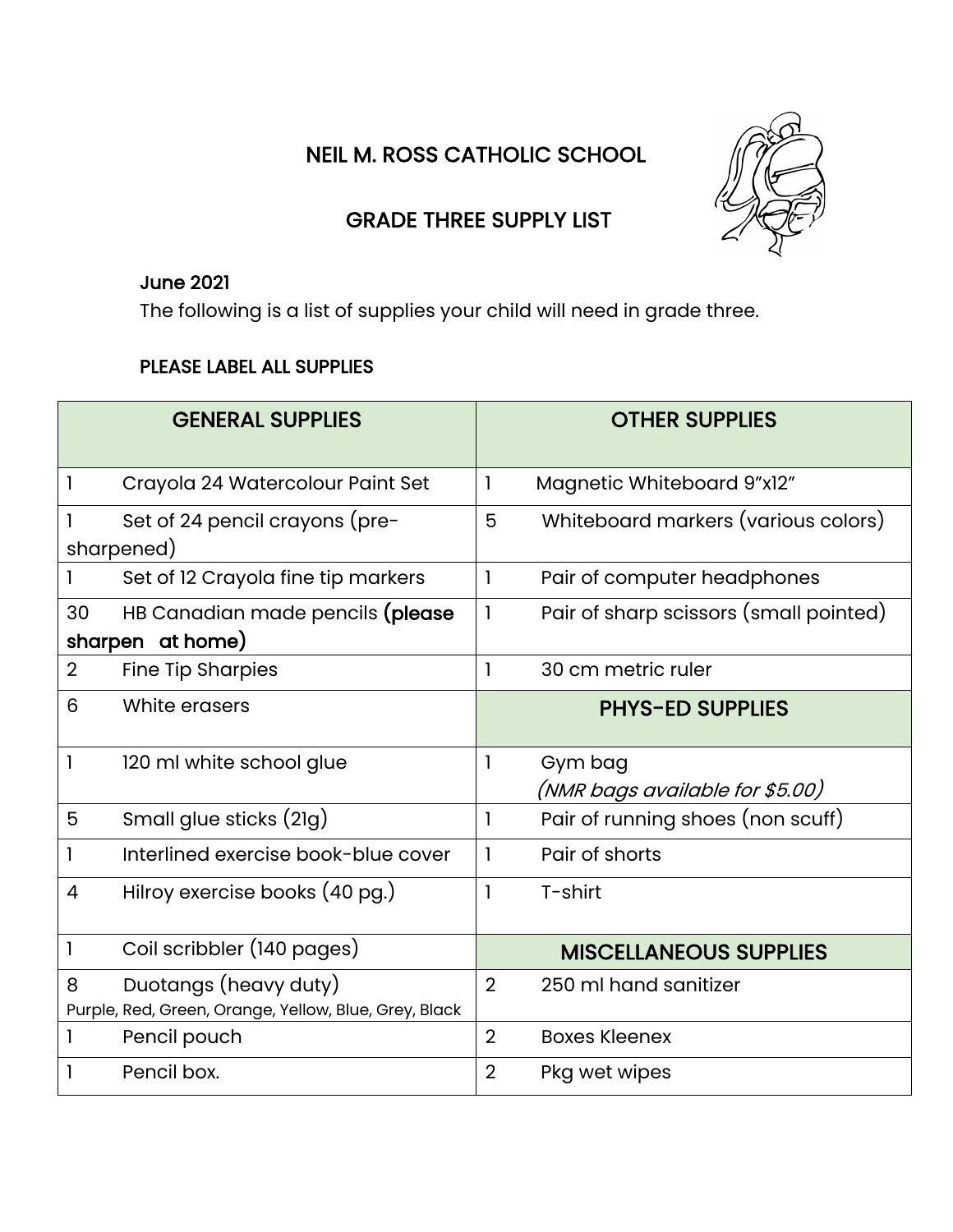# NEIL M. ROSS CATHOLIC SCHOOL

## GRADE THREE SUPPLY LIST

**June 2021**

The following is a list of supplies your child will need in grade three.

**PLEASE LABEL ALL SUPPLIES**

| GENERAL SUPPLIES | | OTHER SUPPLIES | |
|---|---|---|---|
| 1 | Crayola 24 Watercolour Paint Set | 1 | Magnetic Whiteboard 9"x12" |
| 1 | Set of 24 pencil crayons (pre-sharpened) | 5 | Whiteboard markers (various colors) |
| 1 | Set of 12 Crayola fine tip markers | 1 | Pair of computer headphones |
| 30 | HB Canadian made pencils **(please sharpen at home)** | 1 | Pair of sharp scissors (small pointed) |
| 2 | Fine Tip Sharpies | 1 | 30 cm metric ruler |
| 6 | White erasers | **PHYS-ED SUPPLIES** | |
| 1 | 120 ml white school glue | 1 | Gym bag *(NMR bags available for $5.00)* |
| 5 | Small glue sticks (21g) | 1 | Pair of running shoes (non scuff) |
| 1 | Interlined exercise book-blue cover | 1 | Pair of shorts |
| 4 | Hilroy exercise books (40 pg.) | 1 | T-shirt |
| 1 | Coil scribbler (140 pages) | **MISCELLANEOUS SUPPLIES** | |
| 8 | Duotangs (heavy duty) Purple, Red, Green, Orange, Yellow, Blue, Grey, Black | 2 | 250 ml hand sanitizer |
| 1 | Pencil pouch | 2 | Boxes Kleenex |
| 1 | Pencil box. | 2 | Pkg wet wipes |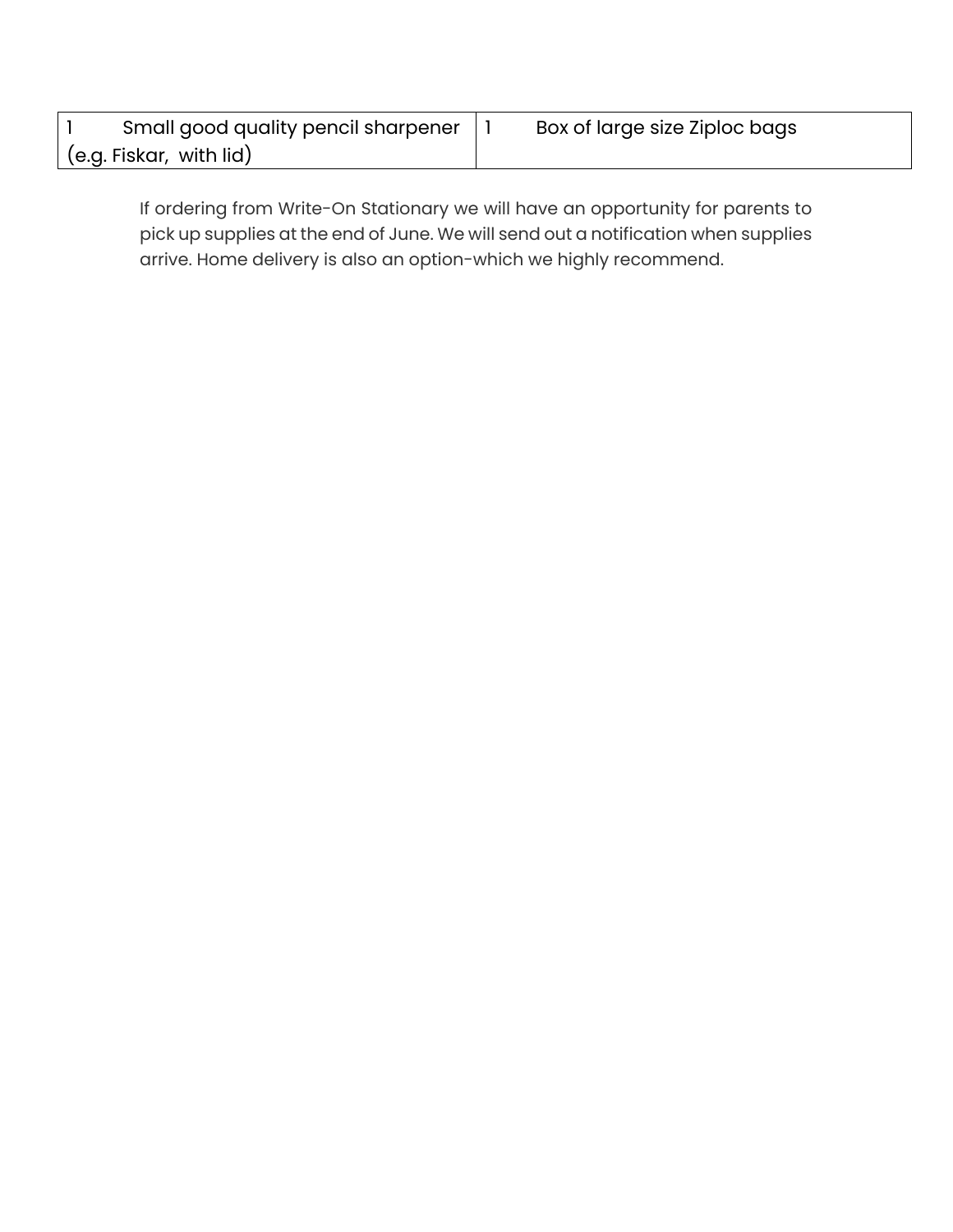| | |
|---|---|
| 1 Small good quality pencil sharpener (e.g. Fiskar, with lid) | 1 Box of large size Ziploc bags |

If ordering from Write-On Stationary we will have an opportunity for parents to pick up supplies at the end of June. We will send out a notification when supplies arrive. Home delivery is also an option-which we highly recommend.